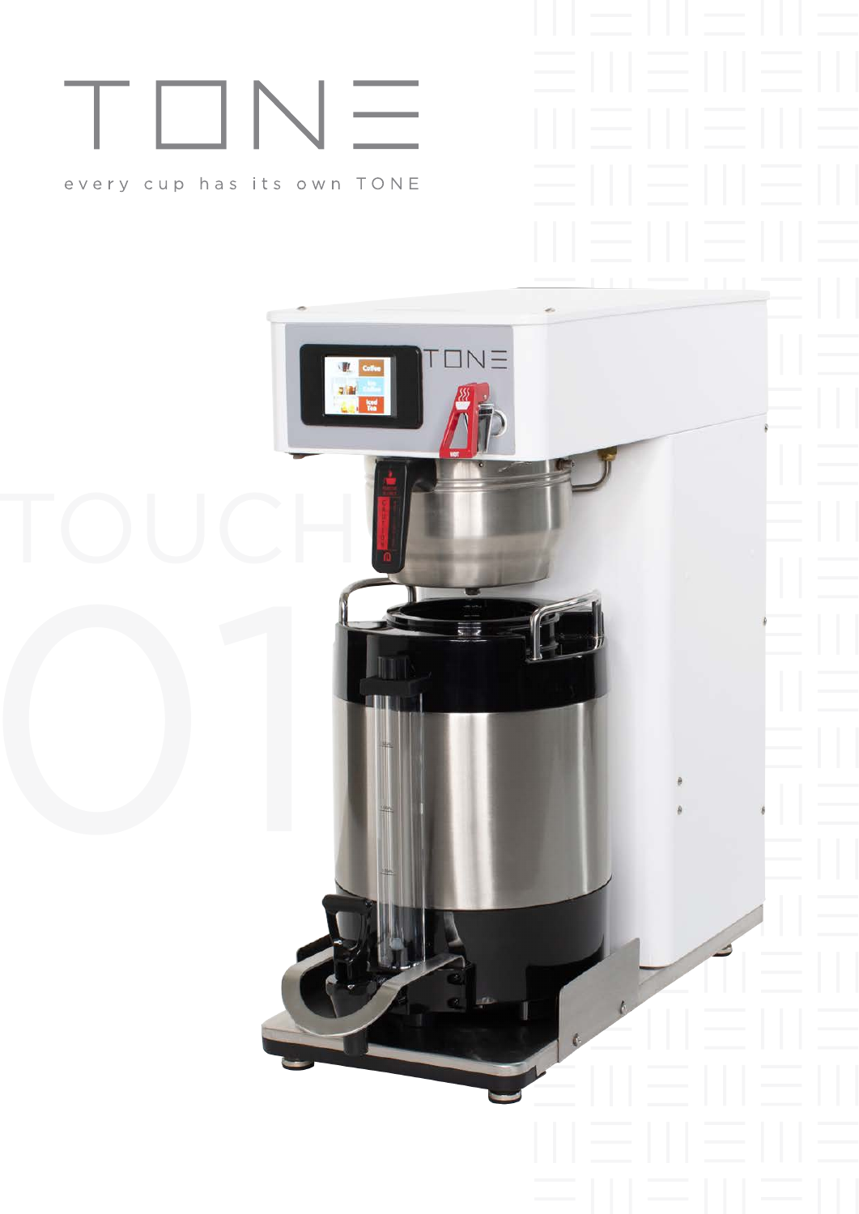# TONE

every cup has its own TONE

TOUCH

01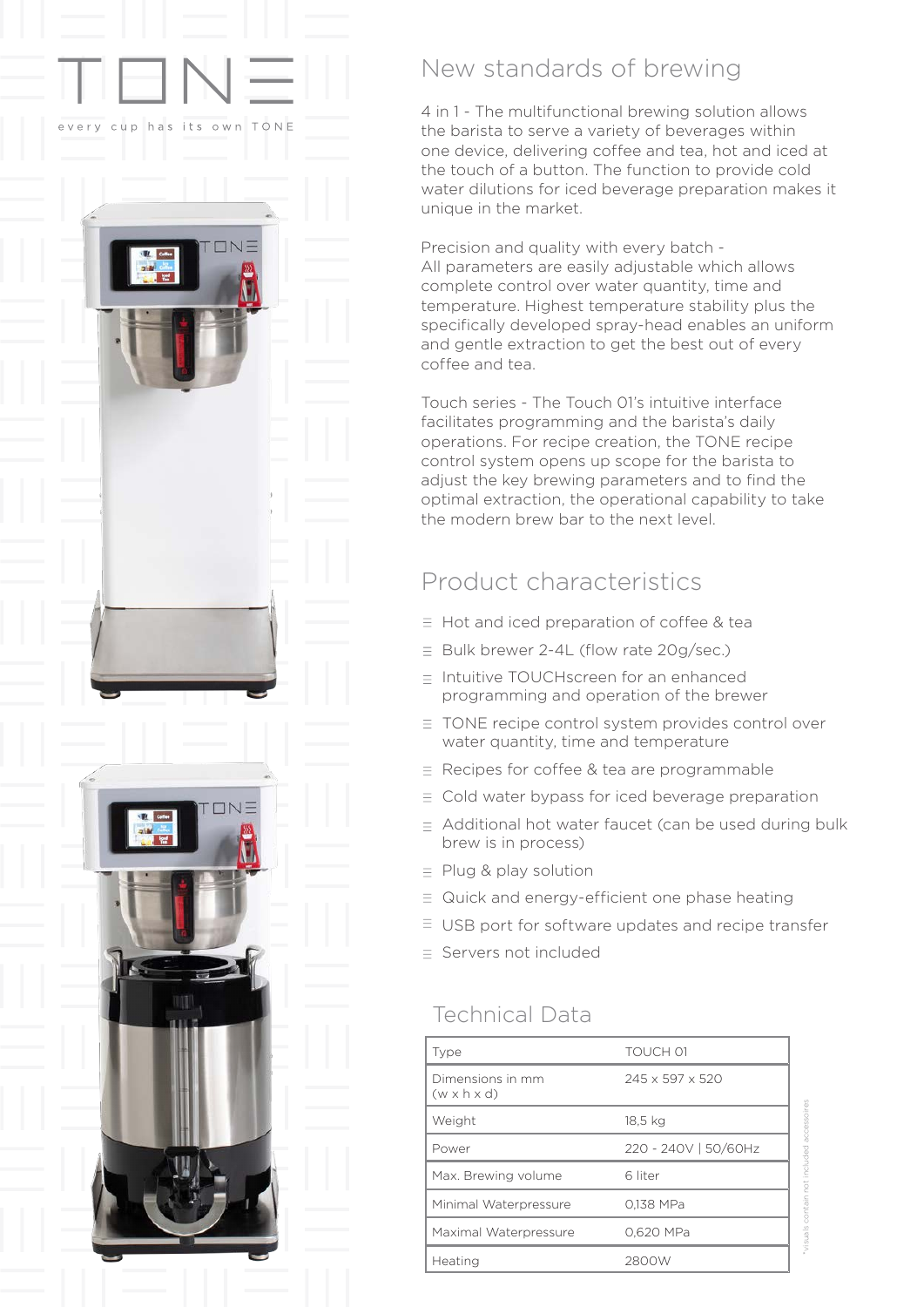# TONE

every cup has its own TONE

## New standards of brewing

4 in 1 - The multifunctional brewing solution allows the barista to serve a variety of beverages within one device, delivering coffee and tea, hot and iced at the touch of a button. The function to provide cold water dilutions for iced beverage preparation makes it unique in the market.

Precision and quality with every batch - All parameters are easily adjustable which allows complete control over water quantity, time and temperature. Highest temperature stability plus the specifically developed spray-head enables an uniform and gentle extraction to get the best out of every coffee and tea.

Touch series - The Touch 01's intuitive interface facilitates programming and the barista's daily operations. For recipe creation, the TONE recipe control system opens up scope for the barista to adjust the key brewing parameters and to find the optimal extraction, the operational capability to take the modern brew bar to the next level.

## Product characteristics

- Hot and iced preparation of coffee & tea
- Bulk brewer 2-4L (flow rate 20g/sec.)
- Intuitive TOUCHscreen for an enhanced programming and operation of the brewer
- TONE recipe control system provides control over water quantity, time and temperature
- Recipes for coffee & tea are programmable
- Cold water bypass for iced beverage preparation
- Additional hot water faucet (can be used during bulk brew is in process)
- Plug & play solution
- Quick and energy-efficient one phase heating
- USB port for software updates and recipe transfer
- Servers not included

## Technical Data

| | |
|---|---|
| Type | TOUCH 01 |
| Dimensions in mm (w x h x d) | 245 x 597 x 520 |
| Weight | 18,5 kg |
| Power | 220 - 240V \| 50/60Hz |
| Max. Brewing volume | 6 liter |
| Minimal Waterpressure | 0,138 MPa |
| Maximal Waterpressure | 0,620 MPa |
| Heating | 2800W |

*visuals contain not included accessories